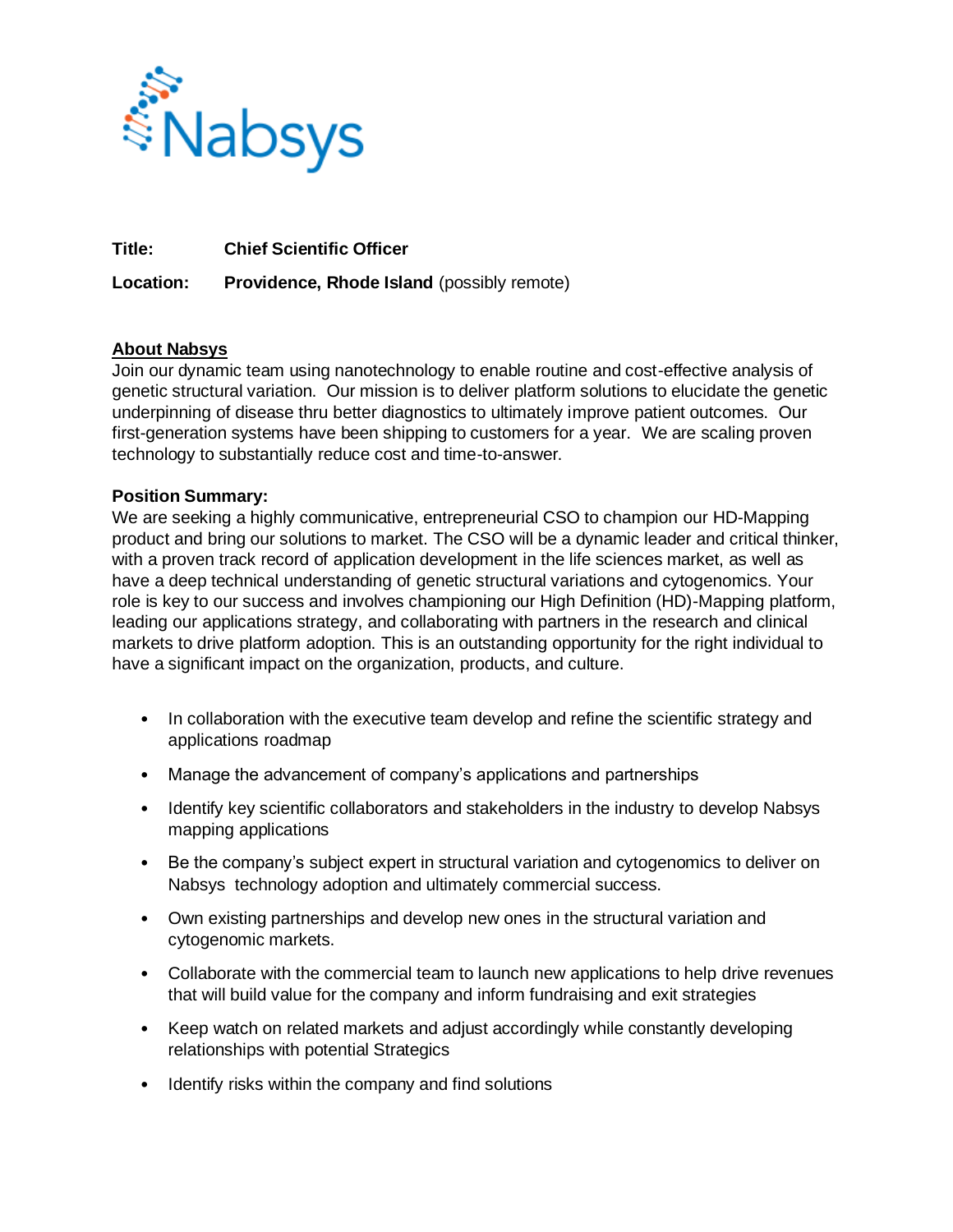Nabsys

**Title:** **Chief Scientific Officer**

**Location:** **Providence, Rhode Island** (possibly remote)

## About Nabsys

Join our dynamic team using nanotechnology to enable routine and cost-effective analysis of genetic structural variation. Our mission is to deliver platform solutions to elucidate the genetic underpinning of disease thru better diagnostics to ultimately improve patient outcomes. Our first-generation systems have been shipping to customers for a year. We are scaling proven technology to substantially reduce cost and time-to-answer.

**Position Summary:**

We are seeking a highly communicative, entrepreneurial CSO to champion our HD-Mapping product and bring our solutions to market. The CSO will be a dynamic leader and critical thinker, with a proven track record of application development in the life sciences market, as well as have a deep technical understanding of genetic structural variations and cytogenomics. Your role is key to our success and involves championing our High Definition (HD)-Mapping platform, leading our applications strategy, and collaborating with partners in the research and clinical markets to drive platform adoption. This is an outstanding opportunity for the right individual to have a significant impact on the organization, products, and culture.

- In collaboration with the executive team develop and refine the scientific strategy and applications roadmap
- Manage the advancement of company's applications and partnerships
- Identify key scientific collaborators and stakeholders in the industry to develop Nabsys mapping applications
- Be the company's subject expert in structural variation and cytogenomics to deliver on Nabsys technology adoption and ultimately commercial success.
- Own existing partnerships and develop new ones in the structural variation and cytogenomic markets.
- Collaborate with the commercial team to launch new applications to help drive revenues that will build value for the company and inform fundraising and exit strategies
- Keep watch on related markets and adjust accordingly while constantly developing relationships with potential Strategics
- Identify risks within the company and find solutions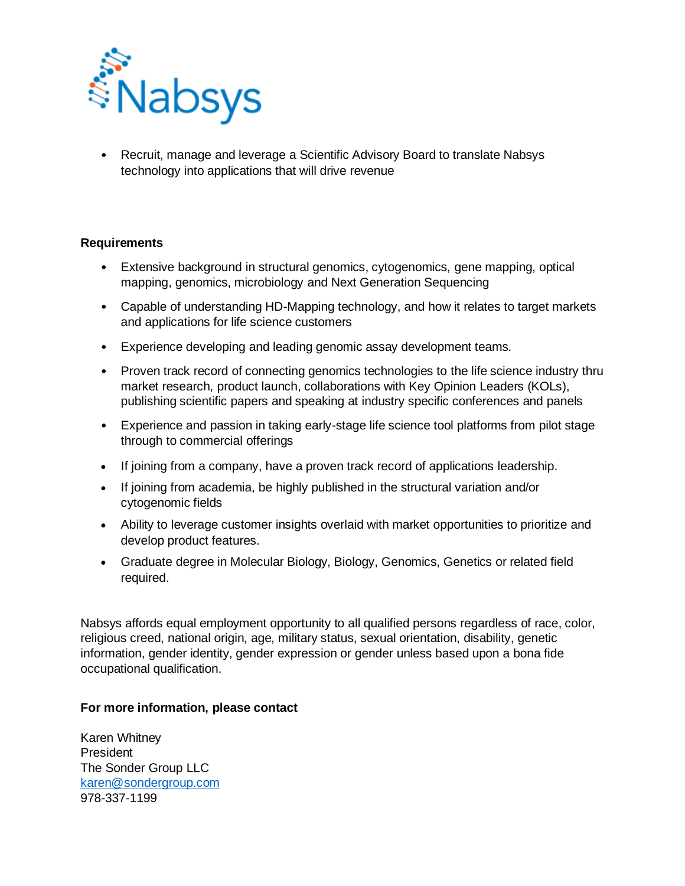- Recruit, manage and leverage a Scientific Advisory Board to translate Nabsys technology into applications that will drive revenue

**Requirements**

- Extensive background in structural genomics, cytogenomics, gene mapping, optical mapping, genomics, microbiology and Next Generation Sequencing
- Capable of understanding HD-Mapping technology, and how it relates to target markets and applications for life science customers
- Experience developing and leading genomic assay development teams.
- Proven track record of connecting genomics technologies to the life science industry thru market research, product launch, collaborations with Key Opinion Leaders (KOLs), publishing scientific papers and speaking at industry specific conferences and panels
- Experience and passion in taking early-stage life science tool platforms from pilot stage through to commercial offerings
- If joining from a company, have a proven track record of applications leadership.
- If joining from academia, be highly published in the structural variation and/or cytogenomic fields
- Ability to leverage customer insights overlaid with market opportunities to prioritize and develop product features.
- Graduate degree in Molecular Biology, Biology, Genomics, Genetics or related field required.

Nabsys affords equal employment opportunity to all qualified persons regardless of race, color, religious creed, national origin, age, military status, sexual orientation, disability, genetic information, gender identity, gender expression or gender unless based upon a bona fide occupational qualification.

**For more information, please contact**

Karen Whitney
President
The Sonder Group LLC
karen@sondergroup.com
978-337-1199